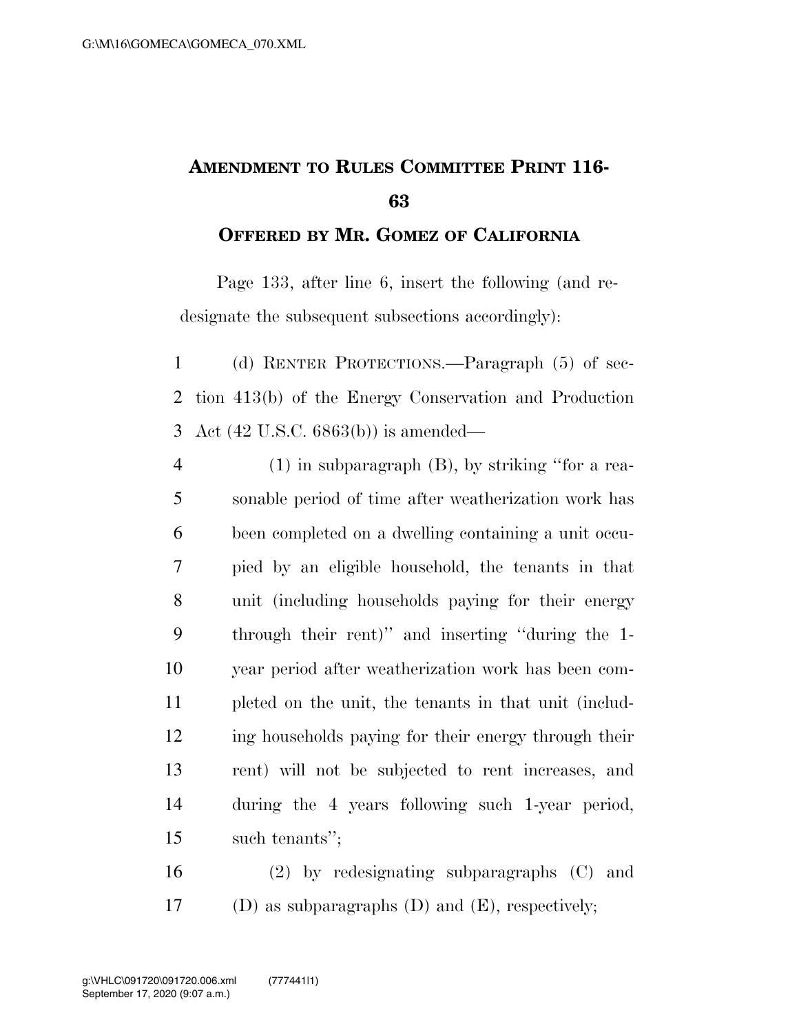# AMENDMENT TO RULES COMMITTEE PRINT 116-63

## OFFERED BY MR. GOMEZ OF CALIFORNIA

Page 133, after line 6, insert the following (and redesignate the subsequent subsections accordingly):

(d) RENTER PROTECTIONS.—Paragraph (5) of section 413(b) of the Energy Conservation and Production Act (42 U.S.C. 6863(b)) is amended—

(1) in subparagraph (B), by striking "for a reasonable period of time after weatherization work has been completed on a dwelling containing a unit occupied by an eligible household, the tenants in that unit (including households paying for their energy through their rent)" and inserting "during the 1-year period after weatherization work has been completed on the unit, the tenants in that unit (including households paying for their energy through their rent) will not be subjected to rent increases, and during the 4 years following such 1-year period, such tenants";

(2) by redesignating subparagraphs (C) and (D) as subparagraphs (D) and (E), respectively;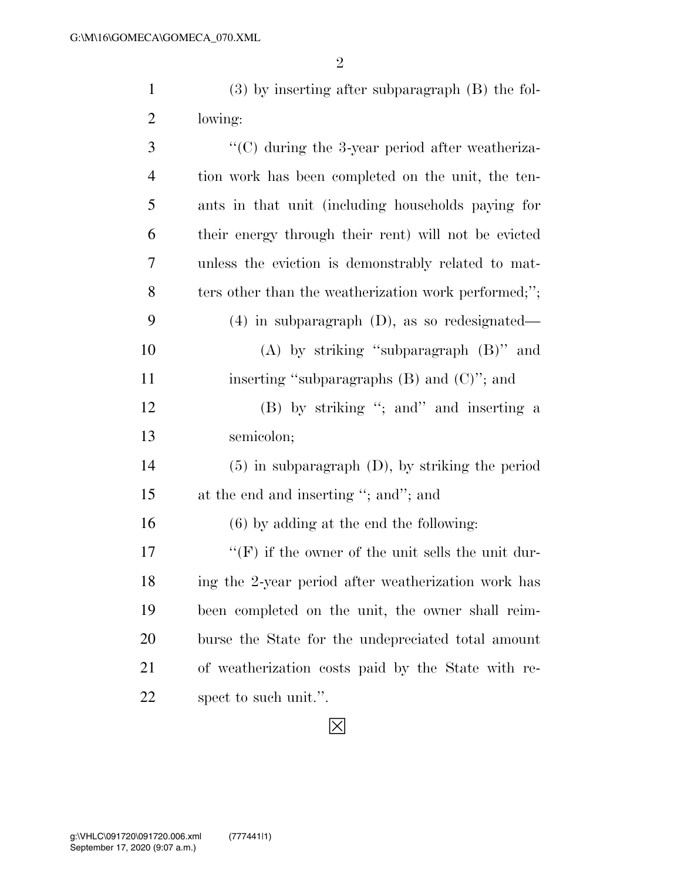(3) by inserting after subparagraph (B) the following:

"(C) during the 3-year period after weatherization work has been completed on the unit, the tenants in that unit (including households paying for their energy through their rent) will not be evicted unless the eviction is demonstrably related to matters other than the weatherization work performed;";

(4) in subparagraph (D), as so redesignated—

(A) by striking "subparagraph (B)" and inserting "subparagraphs (B) and (C)"; and

(B) by striking "; and" and inserting a semicolon;

(5) in subparagraph (D), by striking the period at the end and inserting "; and"; and

(6) by adding at the end the following:

"(F) if the owner of the unit sells the unit during the 2-year period after weatherization work has been completed on the unit, the owner shall reimburse the State for the undepreciated total amount of weatherization costs paid by the State with respect to such unit.".